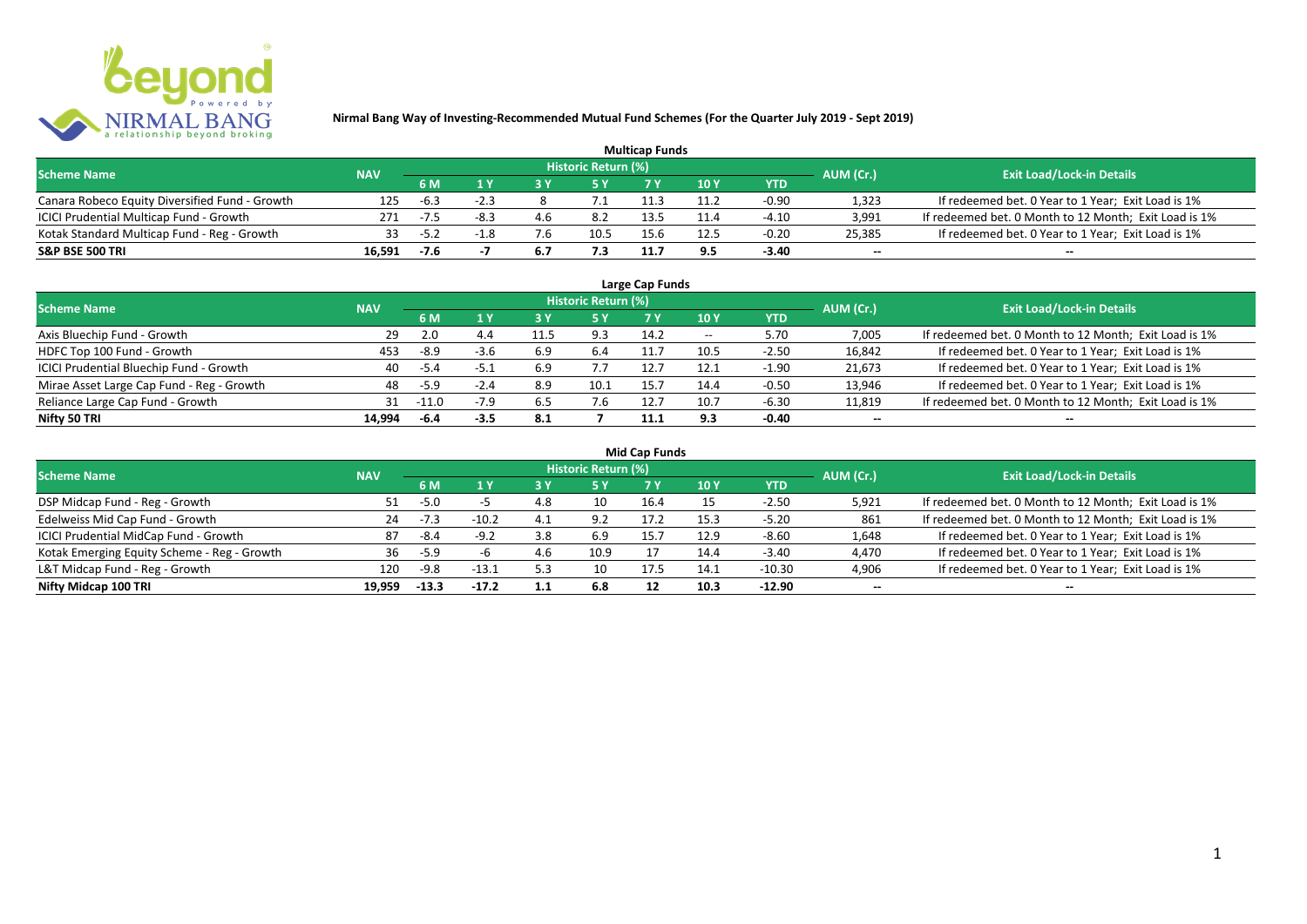**Nirmal Bang Way of Investing-Recommended Mutual Fund Schemes (For the Quarter July 2019 - Sept 2019)**

### Multicap Funds

| Scheme Name | NAV | Historic Return (%) | | | | | | | AUM (Cr.) | Exit Load/Lock-in Details |
|---|---|---|---|---|---|---|---|---|---|---|
| | | 6 M | 1 Y | 3 Y | 5 Y | 7 Y | 10 Y | YTD | | |
| Canara Robeco Equity Diversified Fund - Growth | 125 | -6.3 | -2.3 | 8 | 7.1 | 11.3 | 11.2 | -0.90 | 1,323 | If redeemed bet. 0 Year to 1 Year; Exit Load is 1% |
| ICICI Prudential Multicap Fund - Growth | 271 | -7.5 | -8.3 | 4.6 | 8.2 | 13.5 | 11.4 | -4.10 | 3,991 | If redeemed bet. 0 Month to 12 Month; Exit Load is 1% |
| Kotak Standard Multicap Fund - Reg - Growth | 33 | -5.2 | -1.8 | 7.6 | 10.5 | 15.6 | 12.5 | -0.20 | 25,385 | If redeemed bet. 0 Year to 1 Year; Exit Load is 1% |
| **S&P BSE 500 TRI** | **16,591** | **-7.6** | **-7** | **6.7** | **7.3** | **11.7** | **9.5** | **-3.40** | -- | -- |

### Large Cap Funds

| Scheme Name | NAV | Historic Return (%) | | | | | | | AUM (Cr.) | Exit Load/Lock-in Details |
|---|---|---|---|---|---|---|---|---|---|---|
| | | 6 M | 1 Y | 3 Y | 5 Y | 7 Y | 10 Y | YTD | | |
| Axis Bluechip Fund - Growth | 29 | 2.0 | 4.4 | 11.5 | 9.3 | 14.2 | -- | 5.70 | 7,005 | If redeemed bet. 0 Month to 12 Month; Exit Load is 1% |
| HDFC Top 100 Fund - Growth | 453 | -8.9 | -3.6 | 6.9 | 6.4 | 11.7 | 10.5 | -2.50 | 16,842 | If redeemed bet. 0 Year to 1 Year; Exit Load is 1% |
| ICICI Prudential Bluechip Fund - Growth | 40 | -5.4 | -5.1 | 6.9 | 7.7 | 12.7 | 12.1 | -1.90 | 21,673 | If redeemed bet. 0 Year to 1 Year; Exit Load is 1% |
| Mirae Asset Large Cap Fund - Reg - Growth | 48 | -5.9 | -2.4 | 8.9 | 10.1 | 15.7 | 14.4 | -0.50 | 13,946 | If redeemed bet. 0 Year to 1 Year; Exit Load is 1% |
| Reliance Large Cap Fund - Growth | 31 | -11.0 | -7.9 | 6.5 | 7.6 | 12.7 | 10.7 | -6.30 | 11,819 | If redeemed bet. 0 Month to 12 Month; Exit Load is 1% |
| **Nifty 50 TRI** | **14,994** | **-6.4** | **-3.5** | **8.1** | **7** | **11.1** | **9.3** | **-0.40** | -- | -- |

### Mid Cap Funds

| Scheme Name | NAV | Historic Return (%) | | | | | | | AUM (Cr.) | Exit Load/Lock-in Details |
|---|---|---|---|---|---|---|---|---|---|---|
| | | 6 M | 1 Y | 3 Y | 5 Y | 7 Y | 10 Y | YTD | | |
| DSP Midcap Fund - Reg - Growth | 51 | -5.0 | -5 | 4.8 | 10 | 16.4 | 15 | -2.50 | 5,921 | If redeemed bet. 0 Month to 12 Month; Exit Load is 1% |
| Edelweiss Mid Cap Fund - Growth | 24 | -7.3 | -10.2 | 4.1 | 9.2 | 17.2 | 15.3 | -5.20 | 861 | If redeemed bet. 0 Month to 12 Month; Exit Load is 1% |
| ICICI Prudential MidCap Fund - Growth | 87 | -8.4 | -9.2 | 3.8 | 6.9 | 15.7 | 12.9 | -8.60 | 1,648 | If redeemed bet. 0 Year to 1 Year; Exit Load is 1% |
| Kotak Emerging Equity Scheme - Reg - Growth | 36 | -5.9 | -6 | 4.6 | 10.9 | 17 | 14.4 | -3.40 | 4,470 | If redeemed bet. 0 Year to 1 Year; Exit Load is 1% |
| L&T Midcap Fund - Reg - Growth | 120 | -9.8 | -13.1 | 5.3 | 10 | 17.5 | 14.1 | -10.30 | 4,906 | If redeemed bet. 0 Year to 1 Year; Exit Load is 1% |
| **Nifty Midcap 100 TRI** | **19,959** | **-13.3** | **-17.2** | **1.1** | **6.8** | **12** | **10.3** | **-12.90** | -- | -- |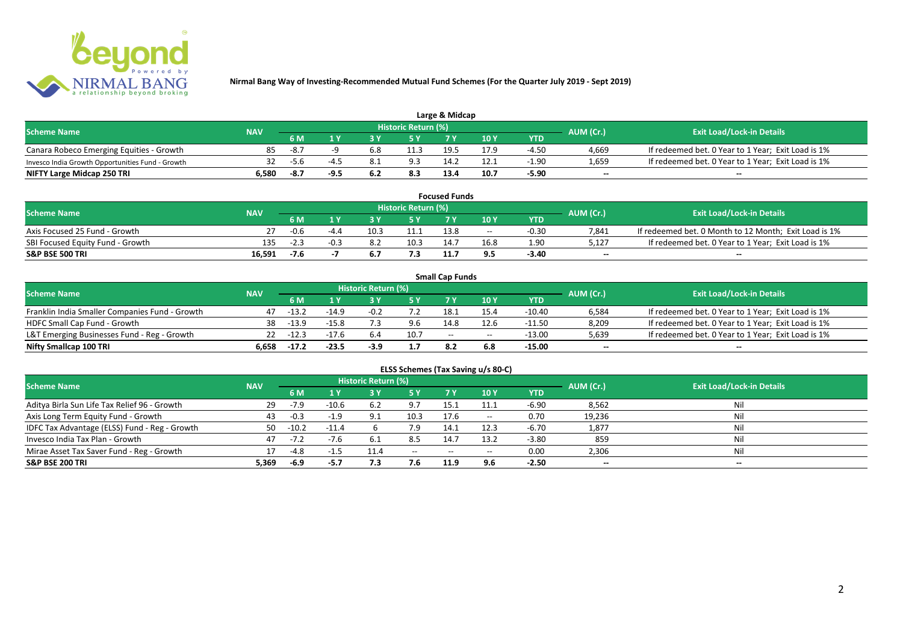# Nirmal Bang Way of Investing-Recommended Mutual Fund Schemes (For the Quarter July 2019 - Sept 2019)

## Large & Midcap

| Scheme Name | NAV | Historic Return (%) | | | | | | | AUM (Cr.) | Exit Load/Lock-in Details |
|---|---|---|---|---|---|---|---|---|---|---|
| | | 6 M | 1 Y | 3 Y | 5 Y | 7 Y | 10 Y | YTD | | |
| Canara Robeco Emerging Equities - Growth | 85 | -8.7 | -9 | 6.8 | 11.3 | 19.5 | 17.9 | -4.50 | 4,669 | If redeemed bet. 0 Year to 1 Year; Exit Load is 1% |
| Invesco India Growth Opportunities Fund - Growth | 32 | -5.6 | -4.5 | 8.1 | 9.3 | 14.2 | 12.1 | -1.90 | 1,659 | If redeemed bet. 0 Year to 1 Year; Exit Load is 1% |
| **NIFTY Large Midcap 250 TRI** | **6,580** | **-8.7** | **-9.5** | **6.2** | **8.3** | **13.4** | **10.7** | **-5.90** | **--** | **--** |

## Focused Funds

| Scheme Name | NAV | Historic Return (%) | | | | | | | AUM (Cr.) | Exit Load/Lock-in Details |
|---|---|---|---|---|---|---|---|---|---|---|
| | | 6 M | 1 Y | 3 Y | 5 Y | 7 Y | 10 Y | YTD | | |
| Axis Focused 25 Fund - Growth | 27 | -0.6 | -4.4 | 10.3 | 11.1 | 13.8 | -- | -0.30 | 7,841 | If redeemed bet. 0 Month to 12 Month; Exit Load is 1% |
| SBI Focused Equity Fund - Growth | 135 | -2.3 | -0.3 | 8.2 | 10.3 | 14.7 | 16.8 | 1.90 | 5,127 | If redeemed bet. 0 Year to 1 Year; Exit Load is 1% |
| **S&P BSE 500 TRI** | **16,591** | **-7.6** | **-7** | **6.7** | **7.3** | **11.7** | **9.5** | **-3.40** | **--** | **--** |

## Small Cap Funds

| Scheme Name | NAV | Historic Return (%) | | | | | | | AUM (Cr.) | Exit Load/Lock-in Details |
|---|---|---|---|---|---|---|---|---|---|---|
| | | 6 M | 1 Y | 3 Y | 5 Y | 7 Y | 10 Y | YTD | | |
| Franklin India Smaller Companies Fund - Growth | 47 | -13.2 | -14.9 | -0.2 | 7.2 | 18.1 | 15.4 | -10.40 | 6,584 | If redeemed bet. 0 Year to 1 Year; Exit Load is 1% |
| HDFC Small Cap Fund - Growth | 38 | -13.9 | -15.8 | 7.3 | 9.6 | 14.8 | 12.6 | -11.50 | 8,209 | If redeemed bet. 0 Year to 1 Year; Exit Load is 1% |
| L&T Emerging Businesses Fund - Reg - Growth | 22 | -12.3 | -17.6 | 6.4 | 10.7 | -- | -- | -13.00 | 5,639 | If redeemed bet. 0 Year to 1 Year; Exit Load is 1% |
| **Nifty Smallcap 100 TRI** | **6,658** | **-17.2** | **-23.5** | **-3.9** | **1.7** | **8.2** | **6.8** | **-15.00** | **--** | **--** |

## ELSS Schemes (Tax Saving u/s 80-C)

| Scheme Name | NAV | Historic Return (%) | | | | | | | AUM (Cr.) | Exit Load/Lock-in Details |
|---|---|---|---|---|---|---|---|---|---|---|
| | | 6 M | 1 Y | 3 Y | 5 Y | 7 Y | 10 Y | YTD | | |
| Aditya Birla Sun Life Tax Relief 96 - Growth | 29 | -7.9 | -10.6 | 6.2 | 9.7 | 15.1 | 11.1 | -6.90 | 8,562 | Nil |
| Axis Long Term Equity Fund - Growth | 43 | -0.3 | -1.9 | 9.1 | 10.3 | 17.6 | -- | 0.70 | 19,236 | Nil |
| IDFC Tax Advantage (ELSS) Fund - Reg - Growth | 50 | -10.2 | -11.4 | 6 | 7.9 | 14.1 | 12.3 | -6.70 | 1,877 | Nil |
| Invesco India Tax Plan - Growth | 47 | -7.2 | -7.6 | 6.1 | 8.5 | 14.7 | 13.2 | -3.80 | 859 | Nil |
| Mirae Asset Tax Saver Fund - Reg - Growth | 17 | -4.8 | -1.5 | 11.4 | -- | -- | -- | 0.00 | 2,306 | Nil |
| **S&P BSE 200 TRI** | **5,369** | **-6.9** | **-5.7** | **7.3** | **7.6** | **11.9** | **9.6** | **-2.50** | **--** | **--** |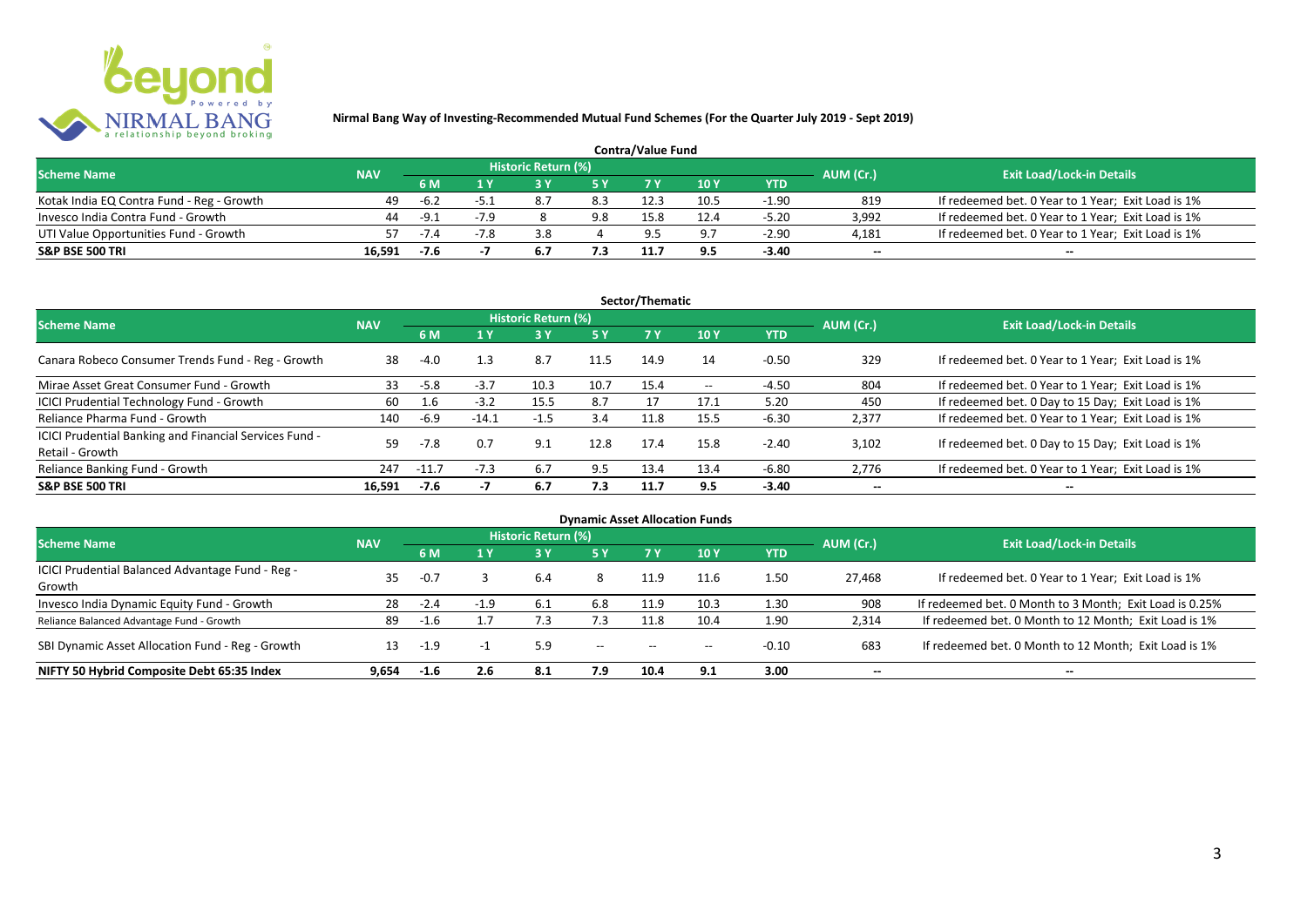**Nirmal Bang Way of Investing-Recommended Mutual Fund Schemes (For the Quarter July 2019 - Sept 2019)**

## Contra/Value Fund

| Scheme Name | NAV | Historic Return (%) | | | | | | | AUM (Cr.) | Exit Load/Lock-in Details |
|---|---|---|---|---|---|---|---|---|---|---|
| | | 6 M | 1 Y | 3 Y | 5 Y | 7 Y | 10 Y | YTD | | |
| Kotak India EQ Contra Fund - Reg - Growth | 49 | -6.2 | -5.1 | 8.7 | 8.3 | 12.3 | 10.5 | -1.90 | 819 | If redeemed bet. 0 Year to 1 Year; Exit Load is 1% |
| Invesco India Contra Fund - Growth | 44 | -9.1 | -7.9 | 8 | 9.8 | 15.8 | 12.4 | -5.20 | 3,992 | If redeemed bet. 0 Year to 1 Year; Exit Load is 1% |
| UTI Value Opportunities Fund - Growth | 57 | -7.4 | -7.8 | 3.8 | 4 | 9.5 | 9.7 | -2.90 | 4,181 | If redeemed bet. 0 Year to 1 Year; Exit Load is 1% |
| **S&P BSE 500 TRI** | **16,591** | **-7.6** | **-7** | **6.7** | **7.3** | **11.7** | **9.5** | **-3.40** | **--** | **--** |

## Sector/Thematic

| Scheme Name | NAV | Historic Return (%) | | | | | | | AUM (Cr.) | Exit Load/Lock-in Details |
|---|---|---|---|---|---|---|---|---|---|---|
| | | 6 M | 1 Y | 3 Y | 5 Y | 7 Y | 10 Y | YTD | | |
| Canara Robeco Consumer Trends Fund - Reg - Growth | 38 | -4.0 | 1.3 | 8.7 | 11.5 | 14.9 | 14 | -0.50 | 329 | If redeemed bet. 0 Year to 1 Year; Exit Load is 1% |
| Mirae Asset Great Consumer Fund - Growth | 33 | -5.8 | -3.7 | 10.3 | 10.7 | 15.4 | -- | -4.50 | 804 | If redeemed bet. 0 Year to 1 Year; Exit Load is 1% |
| ICICI Prudential Technology Fund - Growth | 60 | 1.6 | -3.2 | 15.5 | 8.7 | 17 | 17.1 | 5.20 | 450 | If redeemed bet. 0 Day to 15 Day; Exit Load is 1% |
| Reliance Pharma Fund - Growth | 140 | -6.9 | -14.1 | -1.5 | 3.4 | 11.8 | 15.5 | -6.30 | 2,377 | If redeemed bet. 0 Year to 1 Year; Exit Load is 1% |
| ICICI Prudential Banking and Financial Services Fund - Retail - Growth | 59 | -7.8 | 0.7 | 9.1 | 12.8 | 17.4 | 15.8 | -2.40 | 3,102 | If redeemed bet. 0 Day to 15 Day; Exit Load is 1% |
| Reliance Banking Fund - Growth | 247 | -11.7 | -7.3 | 6.7 | 9.5 | 13.4 | 13.4 | -6.80 | 2,776 | If redeemed bet. 0 Year to 1 Year; Exit Load is 1% |
| **S&P BSE 500 TRI** | **16,591** | **-7.6** | **-7** | **6.7** | **7.3** | **11.7** | **9.5** | **-3.40** | **--** | **--** |

## Dynamic Asset Allocation Funds

| Scheme Name | NAV | Historic Return (%) | | | | | | | AUM (Cr.) | Exit Load/Lock-in Details |
|---|---|---|---|---|---|---|---|---|---|---|
| | | 6 M | 1 Y | 3 Y | 5 Y | 7 Y | 10 Y | YTD | | |
| ICICI Prudential Balanced Advantage Fund - Reg - Growth | 35 | -0.7 | 3 | 6.4 | 8 | 11.9 | 11.6 | 1.50 | 27,468 | If redeemed bet. 0 Year to 1 Year; Exit Load is 1% |
| Invesco India Dynamic Equity Fund - Growth | 28 | -2.4 | -1.9 | 6.1 | 6.8 | 11.9 | 10.3 | 1.30 | 908 | If redeemed bet. 0 Month to 3 Month; Exit Load is 0.25% |
| Reliance Balanced Advantage Fund - Growth | 89 | -1.6 | 1.7 | 7.3 | 7.3 | 11.8 | 10.4 | 1.90 | 2,314 | If redeemed bet. 0 Month to 12 Month; Exit Load is 1% |
| SBI Dynamic Asset Allocation Fund - Reg - Growth | 13 | -1.9 | -1 | 5.9 | -- | -- | -- | -0.10 | 683 | If redeemed bet. 0 Month to 12 Month; Exit Load is 1% |
| **NIFTY 50 Hybrid Composite Debt 65:35 Index** | **9,654** | **-1.6** | **2.6** | **8.1** | **7.9** | **10.4** | **9.1** | **3.00** | **--** | **--** |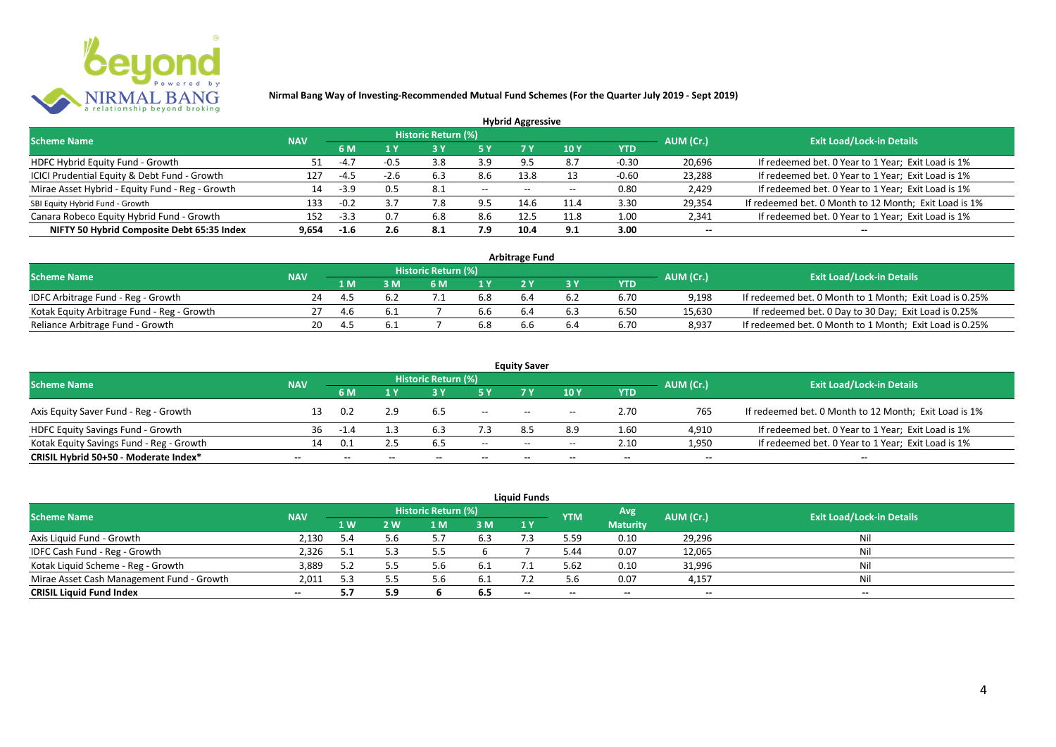**Nirmal Bang Way of Investing-Recommended Mutual Fund Schemes (For the Quarter July 2019 - Sept 2019)**

## Hybrid Aggressive

| Scheme Name | NAV | Historic Return (%) | | | | | | | AUM (Cr.) | Exit Load/Lock-in Details |
|---|---|---|---|---|---|---|---|---|---|---|
| | | 6 M | 1 Y | 3 Y | 5 Y | 7 Y | 10 Y | YTD | | |
| HDFC Hybrid Equity Fund - Growth | 51 | -4.7 | -0.5 | 3.8 | 3.9 | 9.5 | 8.7 | -0.30 | 20,696 | If redeemed bet. 0 Year to 1 Year; Exit Load is 1% |
| ICICI Prudential Equity & Debt Fund - Growth | 127 | -4.5 | -2.6 | 6.3 | 8.6 | 13.8 | 13 | -0.60 | 23,288 | If redeemed bet. 0 Year to 1 Year; Exit Load is 1% |
| Mirae Asset Hybrid - Equity Fund - Reg - Growth | 14 | -3.9 | 0.5 | 8.1 | -- | -- | -- | 0.80 | 2,429 | If redeemed bet. 0 Year to 1 Year; Exit Load is 1% |
| SBI Equity Hybrid Fund - Growth | 133 | -0.2 | 3.7 | 7.8 | 9.5 | 14.6 | 11.4 | 3.30 | 29,354 | If redeemed bet. 0 Month to 12 Month; Exit Load is 1% |
| Canara Robeco Equity Hybrid Fund - Growth | 152 | -3.3 | 0.7 | 6.8 | 8.6 | 12.5 | 11.8 | 1.00 | 2,341 | If redeemed bet. 0 Year to 1 Year; Exit Load is 1% |
| **NIFTY 50 Hybrid Composite Debt 65:35 Index** | **9,654** | **-1.6** | **2.6** | **8.1** | **7.9** | **10.4** | **9.1** | **3.00** | **--** | **--** |

## Arbitrage Fund

| Scheme Name | NAV | Historic Return (%) | | | | | | | AUM (Cr.) | Exit Load/Lock-in Details |
|---|---|---|---|---|---|---|---|---|---|---|
| | | 1 M | 3 M | 6 M | 1 Y | 2 Y | 3 Y | YTD | | |
| IDFC Arbitrage Fund - Reg - Growth | 24 | 4.5 | 6.2 | 7.1 | 6.8 | 6.4 | 6.2 | 6.70 | 9,198 | If redeemed bet. 0 Month to 1 Month; Exit Load is 0.25% |
| Kotak Equity Arbitrage Fund - Reg - Growth | 27 | 4.6 | 6.1 | 7 | 6.6 | 6.4 | 6.3 | 6.50 | 15,630 | If redeemed bet. 0 Day to 30 Day; Exit Load is 0.25% |
| Reliance Arbitrage Fund - Growth | 20 | 4.5 | 6.1 | 7 | 6.8 | 6.6 | 6.4 | 6.70 | 8,937 | If redeemed bet. 0 Month to 1 Month; Exit Load is 0.25% |

## Equity Saver

| Scheme Name | NAV | Historic Return (%) | | | | | | | AUM (Cr.) | Exit Load/Lock-in Details |
|---|---|---|---|---|---|---|---|---|---|---|
| | | 6 M | 1 Y | 3 Y | 5 Y | 7 Y | 10 Y | YTD | | |
| Axis Equity Saver Fund - Reg - Growth | 13 | 0.2 | 2.9 | 6.5 | -- | -- | -- | 2.70 | 765 | If redeemed bet. 0 Month to 12 Month; Exit Load is 1% |
| HDFC Equity Savings Fund - Growth | 36 | -1.4 | 1.3 | 6.3 | 7.3 | 8.5 | 8.9 | 1.60 | 4,910 | If redeemed bet. 0 Year to 1 Year; Exit Load is 1% |
| Kotak Equity Savings Fund - Reg - Growth | 14 | 0.1 | 2.5 | 6.5 | -- | -- | -- | 2.10 | 1,950 | If redeemed bet. 0 Year to 1 Year; Exit Load is 1% |
| **CRISIL Hybrid 50+50 - Moderate Index*** | **--** | **--** | **--** | **--** | **--** | **--** | **--** | **--** | **--** | **--** |

## Liquid Funds

| Scheme Name | NAV | Historic Return (%) | | | | | YTM | Avg Maturity | AUM (Cr.) | Exit Load/Lock-in Details |
|---|---|---|---|---|---|---|---|---|---|---|
| | | 1 W | 2 W | 1 M | 3 M | 1 Y | | | | |
| Axis Liquid Fund - Growth | 2,130 | 5.4 | 5.6 | 5.7 | 6.3 | 7.3 | 5.59 | 0.10 | 29,296 | Nil |
| IDFC Cash Fund - Reg - Growth | 2,326 | 5.1 | 5.3 | 5.5 | 6 | 7 | 5.44 | 0.07 | 12,065 | Nil |
| Kotak Liquid Scheme - Reg - Growth | 3,889 | 5.2 | 5.5 | 5.6 | 6.1 | 7.1 | 5.62 | 0.10 | 31,996 | Nil |
| Mirae Asset Cash Management Fund - Growth | 2,011 | 5.3 | 5.5 | 5.6 | 6.1 | 7.2 | 5.6 | 0.07 | 4,157 | Nil |
| **CRISIL Liquid Fund Index** | **--** | **5.7** | **5.9** | **6** | **6.5** | **--** | **--** | **--** | **--** | **--** |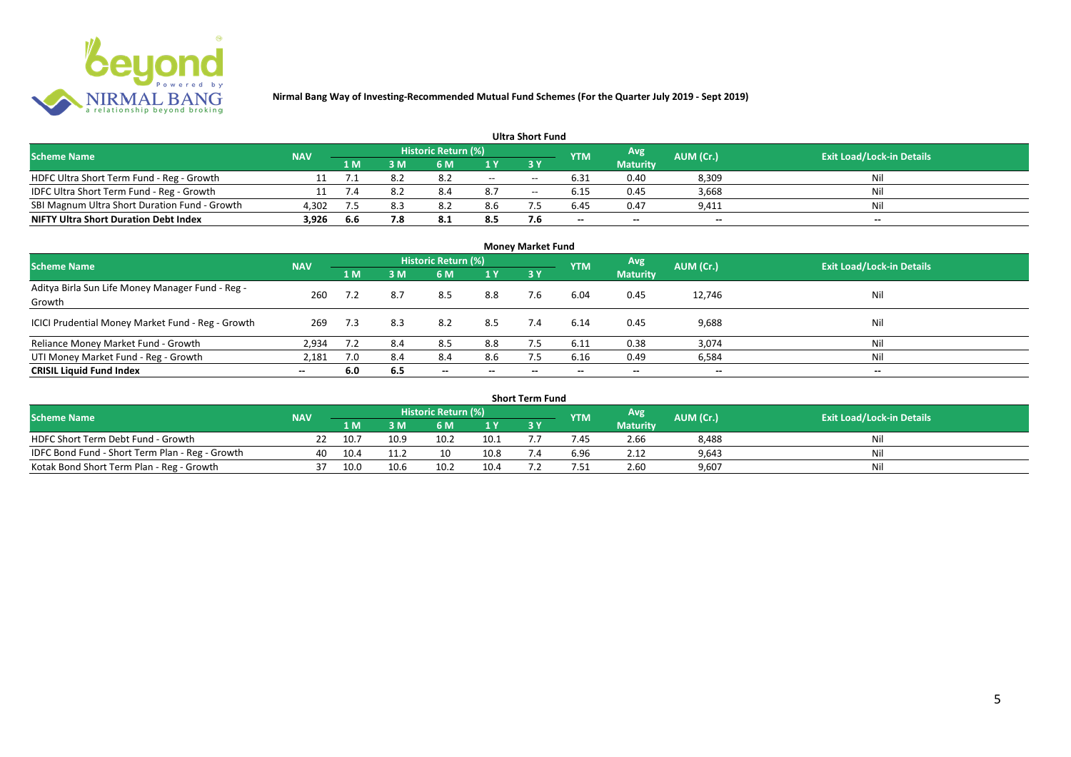**Nirmal Bang Way of Investing-Recommended Mutual Fund Schemes (For the Quarter July 2019 - Sept 2019)**

### Ultra Short Fund

| Scheme Name | NAV | Historic Return (%) | | | | | YTM | Avg Maturity | AUM (Cr.) | Exit Load/Lock-in Details |
|---|---|---|---|---|---|---|---|---|---|---|
| | | 1 M | 3 M | 6 M | 1 Y | 3 Y | | | | |
| HDFC Ultra Short Term Fund - Reg - Growth | 11 | 7.1 | 8.2 | 8.2 | -- | -- | 6.31 | 0.40 | 8,309 | Nil |
| IDFC Ultra Short Term Fund - Reg - Growth | 11 | 7.4 | 8.2 | 8.4 | 8.7 | -- | 6.15 | 0.45 | 3,668 | Nil |
| SBI Magnum Ultra Short Duration Fund - Growth | 4,302 | 7.5 | 8.3 | 8.2 | 8.6 | 7.5 | 6.45 | 0.47 | 9,411 | Nil |
| **NIFTY Ultra Short Duration Debt Index** | **3,926** | **6.6** | **7.8** | **8.1** | **8.5** | **7.6** | -- | -- | -- | -- |

### Money Market Fund

| Scheme Name | NAV | Historic Return (%) | | | | | YTM | Avg Maturity | AUM (Cr.) | Exit Load/Lock-in Details |
|---|---|---|---|---|---|---|---|---|---|---|
| | | 1 M | 3 M | 6 M | 1 Y | 3 Y | | | | |
| Aditya Birla Sun Life Money Manager Fund - Reg - Growth | 260 | 7.2 | 8.7 | 8.5 | 8.8 | 7.6 | 6.04 | 0.45 | 12,746 | Nil |
| ICICI Prudential Money Market Fund - Reg - Growth | 269 | 7.3 | 8.3 | 8.2 | 8.5 | 7.4 | 6.14 | 0.45 | 9,688 | Nil |
| Reliance Money Market Fund - Growth | 2,934 | 7.2 | 8.4 | 8.5 | 8.8 | 7.5 | 6.11 | 0.38 | 3,074 | Nil |
| UTI Money Market Fund - Reg - Growth | 2,181 | 7.0 | 8.4 | 8.4 | 8.6 | 7.5 | 6.16 | 0.49 | 6,584 | Nil |
| **CRISIL Liquid Fund Index** | -- | **6.0** | **6.5** | -- | -- | -- | -- | -- | -- | -- |

### Short Term Fund

| Scheme Name | NAV | Historic Return (%) | | | | | YTM | Avg Maturity | AUM (Cr.) | Exit Load/Lock-in Details |
|---|---|---|---|---|---|---|---|---|---|---|
| | | 1 M | 3 M | 6 M | 1 Y | 3 Y | | | | |
| HDFC Short Term Debt Fund - Growth | 22 | 10.7 | 10.9 | 10.2 | 10.1 | 7.7 | 7.45 | 2.66 | 8,488 | Nil |
| IDFC Bond Fund - Short Term Plan - Reg - Growth | 40 | 10.4 | 11.2 | 10 | 10.8 | 7.4 | 6.96 | 2.12 | 9,643 | Nil |
| Kotak Bond Short Term Plan - Reg - Growth | 37 | 10.0 | 10.6 | 10.2 | 10.4 | 7.2 | 7.51 | 2.60 | 9,607 | Nil |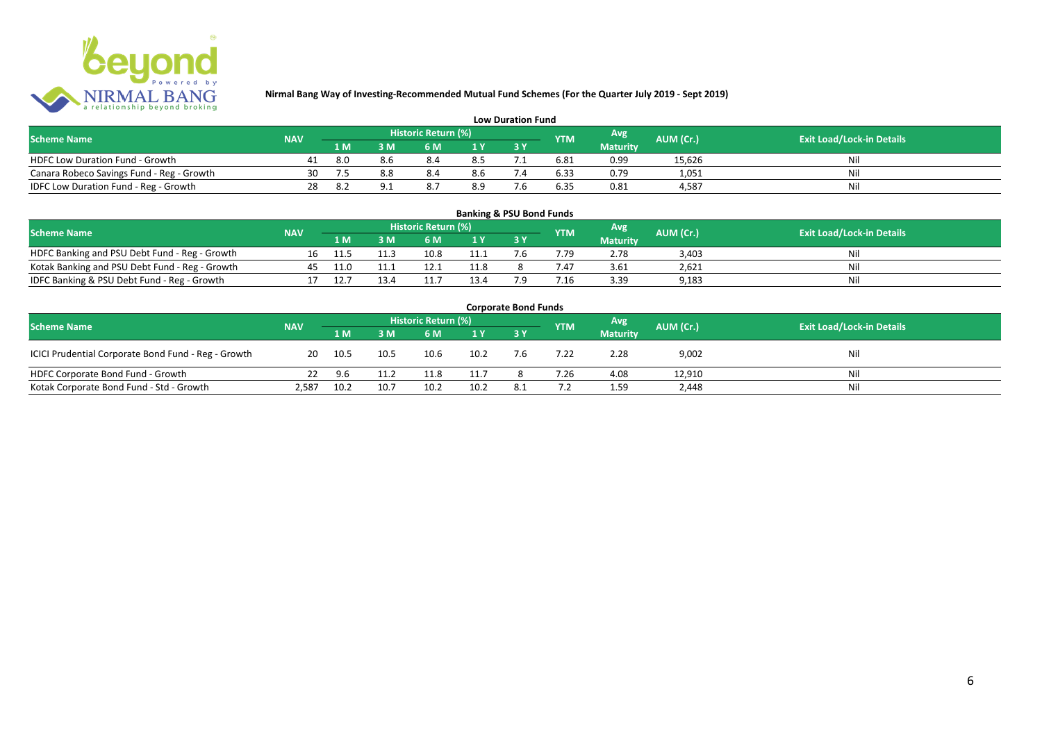## Nirmal Bang Way of Investing-Recommended Mutual Fund Schemes (For the Quarter July 2019 - Sept 2019)

### Low Duration Fund

| Scheme Name | NAV | Historic Return (%) | | | | | YTM | Avg Maturity | AUM (Cr.) | Exit Load/Lock-in Details |
|---|---|---|---|---|---|---|---|---|---|---|
| | | 1 M | 3 M | 6 M | 1 Y | 3 Y | | | | |
| HDFC Low Duration Fund - Growth | 41 | 8.0 | 8.6 | 8.4 | 8.5 | 7.1 | 6.81 | 0.99 | 15,626 | Nil |
| Canara Robeco Savings Fund - Reg - Growth | 30 | 7.5 | 8.8 | 8.4 | 8.6 | 7.4 | 6.33 | 0.79 | 1,051 | Nil |
| IDFC Low Duration Fund - Reg - Growth | 28 | 8.2 | 9.1 | 8.7 | 8.9 | 7.6 | 6.35 | 0.81 | 4,587 | Nil |

### Banking & PSU Bond Funds

| Scheme Name | NAV | Historic Return (%) | | | | | YTM | Avg Maturity | AUM (Cr.) | Exit Load/Lock-in Details |
|---|---|---|---|---|---|---|---|---|---|---|
| | | 1 M | 3 M | 6 M | 1 Y | 3 Y | | | | |
| HDFC Banking and PSU Debt Fund - Reg - Growth | 16 | 11.5 | 11.3 | 10.8 | 11.1 | 7.6 | 7.79 | 2.78 | 3,403 | Nil |
| Kotak Banking and PSU Debt Fund - Reg - Growth | 45 | 11.0 | 11.1 | 12.1 | 11.8 | 8 | 7.47 | 3.61 | 2,621 | Nil |
| IDFC Banking & PSU Debt Fund - Reg - Growth | 17 | 12.7 | 13.4 | 11.7 | 13.4 | 7.9 | 7.16 | 3.39 | 9,183 | Nil |

### Corporate Bond Funds

| Scheme Name | NAV | Historic Return (%) | | | | | YTM | Avg Maturity | AUM (Cr.) | Exit Load/Lock-in Details |
|---|---|---|---|---|---|---|---|---|---|---|
| | | 1 M | 3 M | 6 M | 1 Y | 3 Y | | | | |
| ICICI Prudential Corporate Bond Fund - Reg - Growth | 20 | 10.5 | 10.5 | 10.6 | 10.2 | 7.6 | 7.22 | 2.28 | 9,002 | Nil |
| HDFC Corporate Bond Fund - Growth | 22 | 9.6 | 11.2 | 11.8 | 11.7 | 8 | 7.26 | 4.08 | 12,910 | Nil |
| Kotak Corporate Bond Fund - Std - Growth | 2,587 | 10.2 | 10.7 | 10.2 | 10.2 | 8.1 | 7.2 | 1.59 | 2,448 | Nil |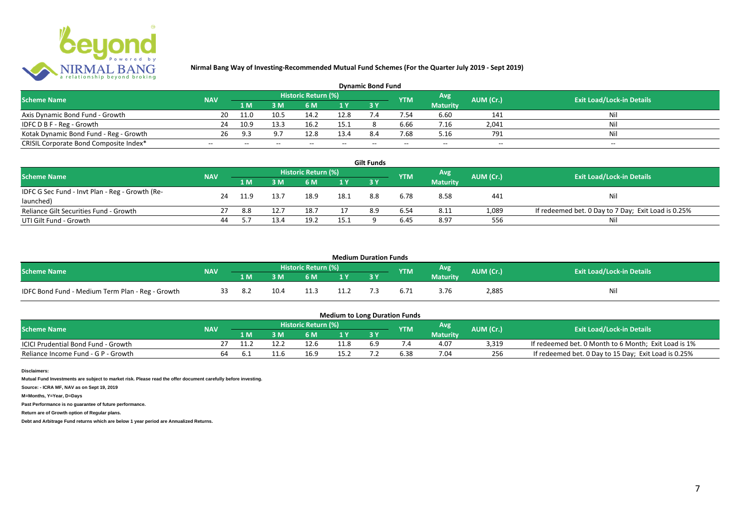**Nirmal Bang Way of Investing-Recommended Mutual Fund Schemes (For the Quarter July 2019 - Sept 2019)**

### Dynamic Bond Fund

| Scheme Name | NAV | Historic Return (%) | | | | | YTM | Avg Maturity | AUM (Cr.) | Exit Load/Lock-in Details |
|---|---|---|---|---|---|---|---|---|---|---|
| | | 1 M | 3 M | 6 M | 1 Y | 3 Y | | | | |
| Axis Dynamic Bond Fund - Growth | 20 | 11.0 | 10.5 | 14.2 | 12.8 | 7.4 | 7.54 | 6.60 | 141 | Nil |
| IDFC D B F - Reg - Growth | 24 | 10.9 | 13.3 | 16.2 | 15.1 | 8 | 6.66 | 7.16 | 2,041 | Nil |
| Kotak Dynamic Bond Fund - Reg - Growth | 26 | 9.3 | 9.7 | 12.8 | 13.4 | 8.4 | 7.68 | 5.16 | 791 | Nil |
| CRISIL Corporate Bond Composite Index* | -- | -- | -- | -- | -- | -- | -- | -- | -- | -- |

### Gilt Funds

| Scheme Name | NAV | Historic Return (%) | | | | | YTM | Avg Maturity | AUM (Cr.) | Exit Load/Lock-in Details |
|---|---|---|---|---|---|---|---|---|---|---|
| | | 1 M | 3 M | 6 M | 1 Y | 3 Y | | | | |
| IDFC G Sec Fund - Invt Plan - Reg - Growth (Re-launched) | 24 | 11.9 | 13.7 | 18.9 | 18.1 | 8.8 | 6.78 | 8.58 | 441 | Nil |
| Reliance Gilt Securities Fund - Growth | 27 | 8.8 | 12.7 | 18.7 | 17 | 8.9 | 6.54 | 8.11 | 1,089 | If redeemed bet. 0 Day to 7 Day; Exit Load is 0.25% |
| UTI Gilt Fund - Growth | 44 | 5.7 | 13.4 | 19.2 | 15.1 | 9 | 6.45 | 8.97 | 556 | Nil |

### Medium Duration Funds

| Scheme Name | NAV | Historic Return (%) | | | | | YTM | Avg Maturity | AUM (Cr.) | Exit Load/Lock-in Details |
|---|---|---|---|---|---|---|---|---|---|---|
| | | 1 M | 3 M | 6 M | 1 Y | 3 Y | | | | |
| IDFC Bond Fund - Medium Term Plan - Reg - Growth | 33 | 8.2 | 10.4 | 11.3 | 11.2 | 7.3 | 6.71 | 3.76 | 2,885 | Nil |

### Medium to Long Duration Funds

| Scheme Name | NAV | Historic Return (%) | | | | | YTM | Avg Maturity | AUM (Cr.) | Exit Load/Lock-in Details |
|---|---|---|---|---|---|---|---|---|---|---|
| | | 1 M | 3 M | 6 M | 1 Y | 3 Y | | | | |
| ICICI Prudential Bond Fund - Growth | 27 | 11.2 | 12.2 | 12.6 | 11.8 | 6.9 | 7.4 | 4.07 | 3,319 | If redeemed bet. 0 Month to 6 Month; Exit Load is 1% |
| Reliance Income Fund - G P - Growth | 64 | 6.1 | 11.6 | 16.9 | 15.2 | 7.2 | 6.38 | 7.04 | 256 | If redeemed bet. 0 Day to 15 Day; Exit Load is 0.25% |

**Disclaimers:**

**Mutual Fund Investments are subject to market risk. Please read the offer document carefully before investing.**

**Source: - ICRA MF, NAV as on Sept 19, 2019**

**M=Months, Y=Year, D=Days**

**Past Performance is no guarantee of future performance.**

**Return are of Growth option of Regular plans.**

**Debt and Arbitrage Fund returns which are below 1 year period are Annualized Returns.**